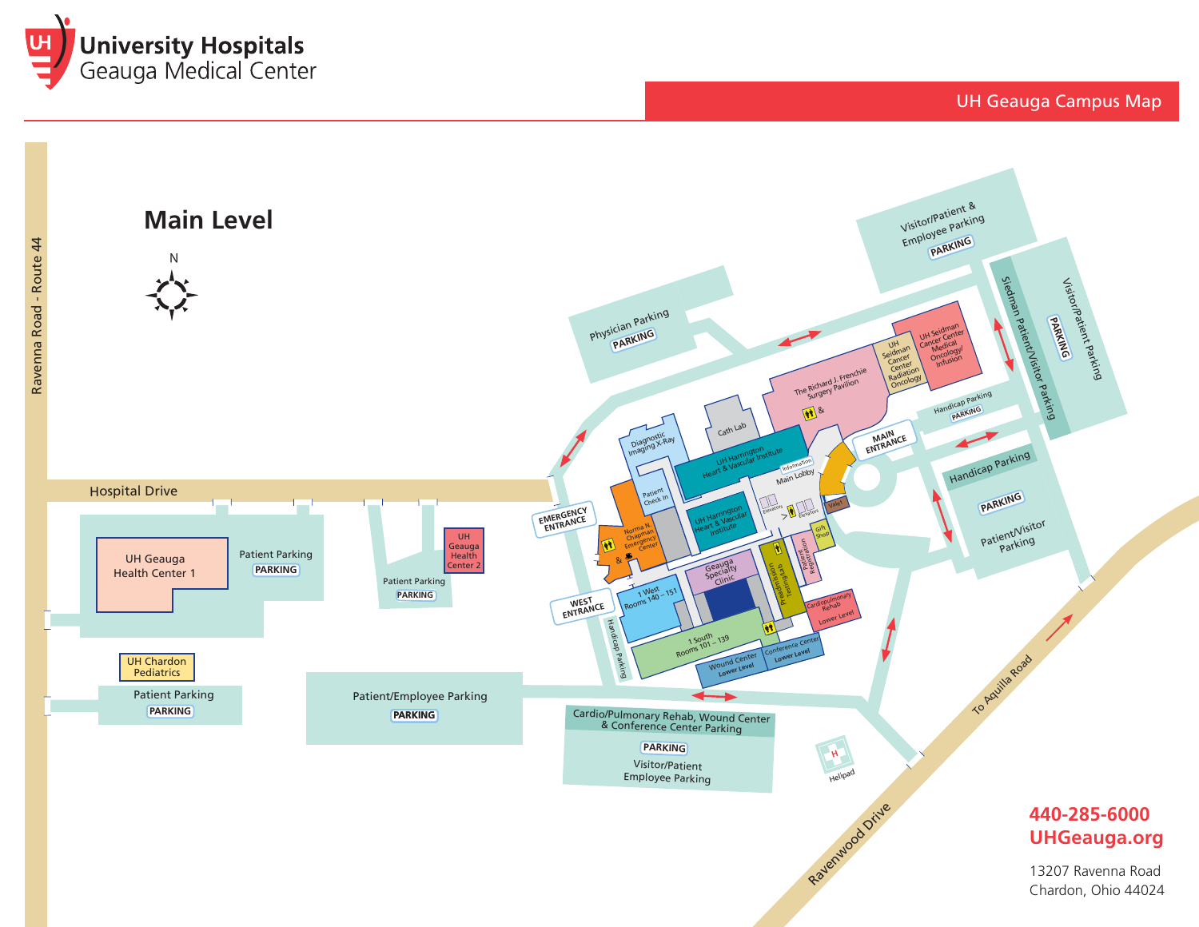# University Hospitals
## Geauga Medical Center

**UH Geauga Campus Map**

## Main Level

N

Ravenna Road - Route 44

Hospital Drive

UH Geauga Health Center 1

Patient Parking
PARKING

Patient Parking
PARKING

UH Geauga Health Center 2

UH Chardon Pediatrics

Patient Parking
PARKING

Patient/Employee Parking
PARKING

Cardio/Pulmonary Rehab, Wound Center & Conference Center Parking
PARKING
Visitor/Patient Employee Parking

Physician Parking
PARKING

Visitor/Patient & Employee Parking
PARKING

Siedman Patient/Visitor Parking

Visitor/Patient Parking
PARKING

Handicap Parking
PARKING

Handicap Parking
PARKING
Patient/Visitor Parking

EMERGENCY ENTRANCE

WEST ENTRANCE

MAIN ENTRANCE

Handicap Parking

Diagnostic Imaging X-Ray

Cath Lab

The Richard J. Frenchie Surgery Pavilion

UH Seidman Cancer Center Radiation Oncology

UH Seidman Cancer Center Medical Oncology/ Infusion

UH Harrington Heart & Vascular Institute

UH Harrington Heart & Vascular Institute

Patient Check In

Norma N. Chapman Emergency Center

Information

Main Lobby

Elevators

Elevators

Valet

Gift Shop

Geauga Specialty Clinic

1 West Rooms 140 – 151

1 South Rooms 101 – 139

Preadmission Testing/Lab

Patient Registration

Cardiopulmonary Rehab Lower Level

Wound Center Lower Level

Conference Center Lower Level

Helipad

To Aquilla Road

Ravenwood Drive

**440-285-6000**
**UHGeauga.org**

13207 Ravenna Road
Chardon, Ohio 44024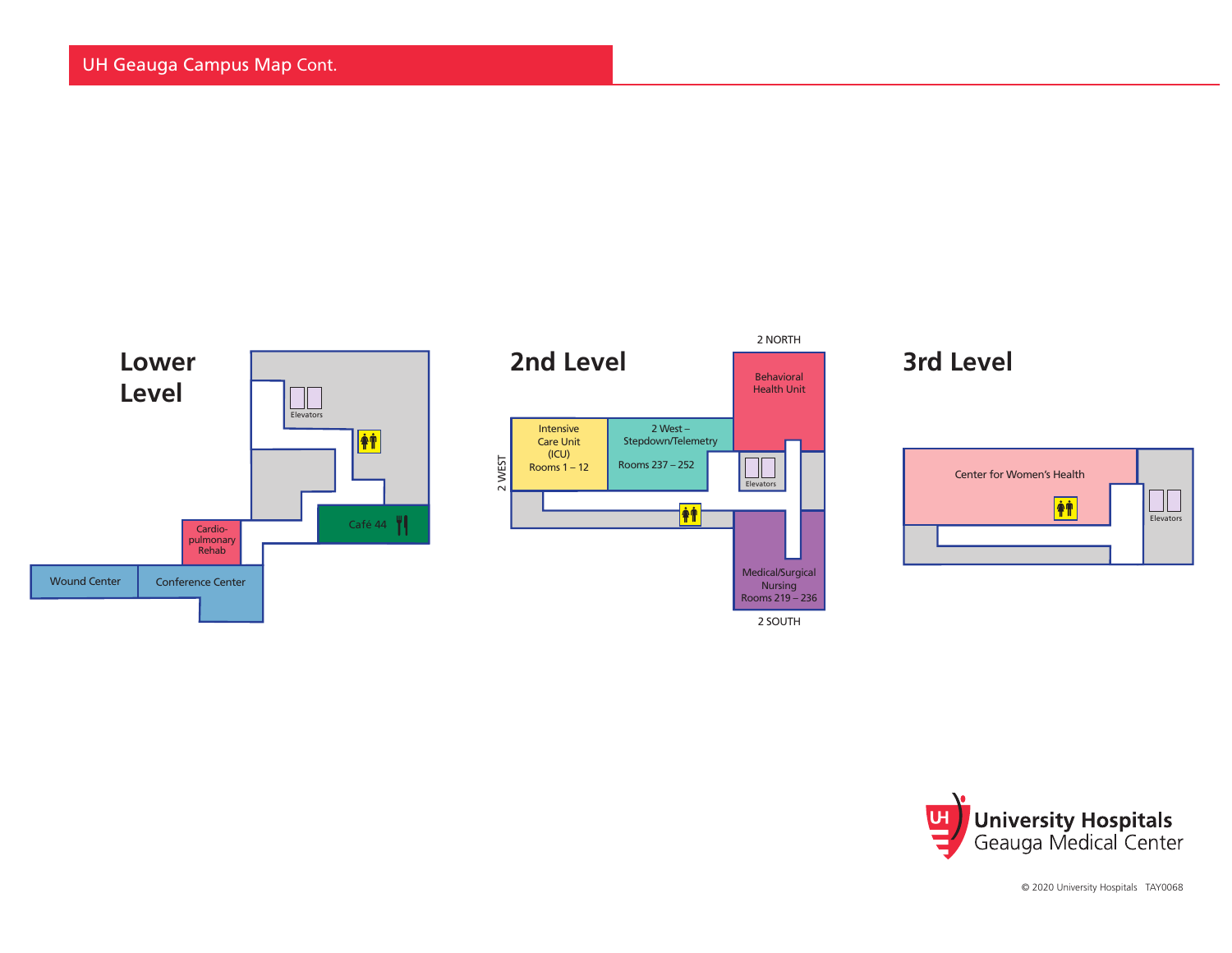# UH Geauga Campus Map Cont.

## Lower Level

Elevators

Cardio-pulmonary Rehab

Café 44

Wound Center

Conference Center

## 2nd Level

2 NORTH

Behavioral Health Unit

2 WEST

Intensive Care Unit (ICU) Rooms 1 – 12

2 West – Stepdown/Telemetry Rooms 237 – 252

Elevators

Medical/Surgical Nursing Rooms 219 – 236

2 SOUTH

## 3rd Level

Center for Women's Health

Elevators

University Hospitals Geauga Medical Center

© 2020 University Hospitals TAY0068